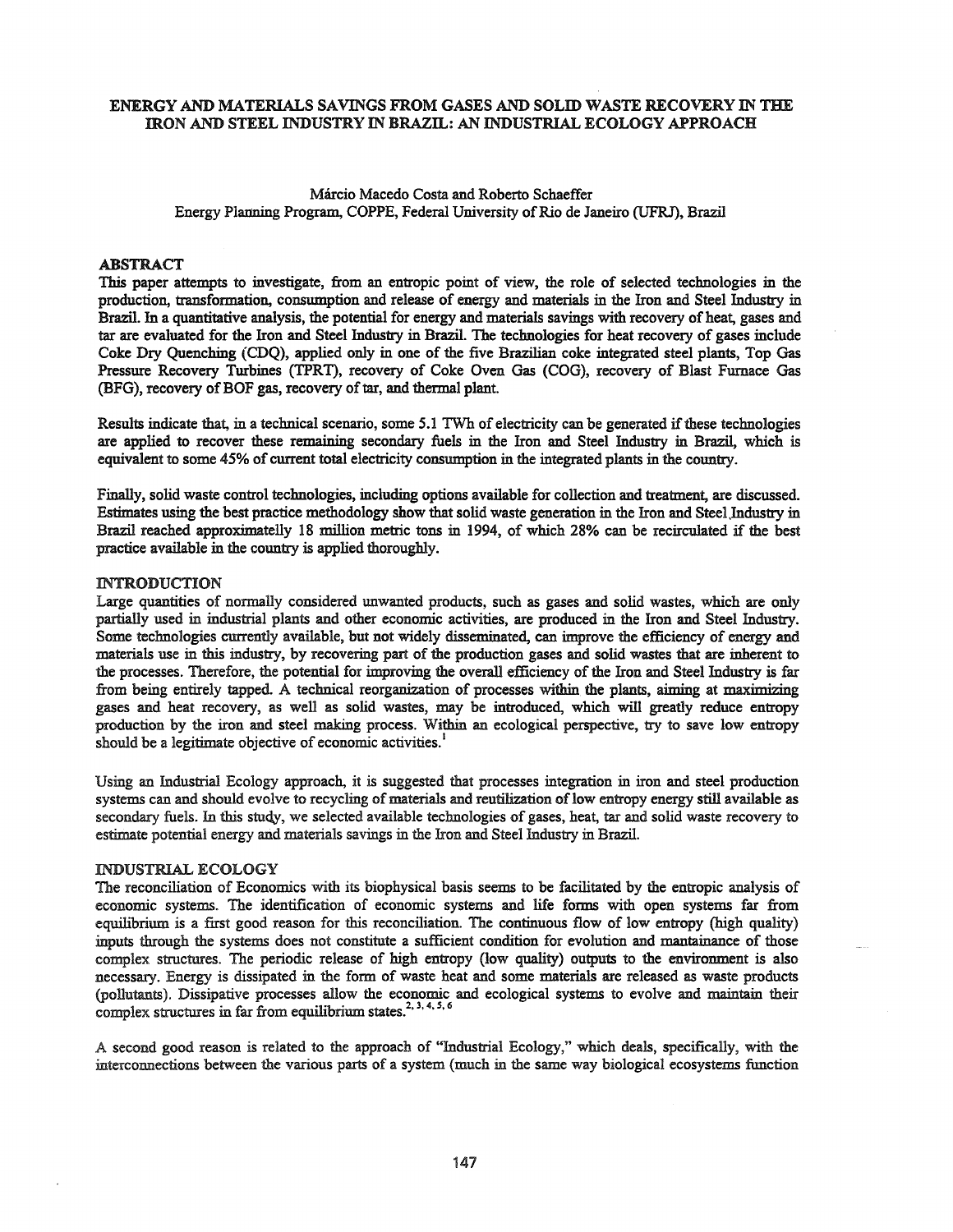# ENERGY AND MATERIALS SAVINGS FROM GASES AND SOLID WASTE RECOVERY IN THE IRON AND STEEL INDUSTRY IN BRAZIL: AN INDUSTRIAL ECOLOGY APPROACH

Márcio Macedo Costa and Roberto Schaeffer
Energy Planning Program, COPPE, Federal University of Rio de Janeiro (UFRJ), Brazil

## ABSTRACT

This paper attempts to investigate, from an entropic point of view, the role of selected technologies in the production, transformation, consumption and release of energy and materials in the Iron and Steel Industry in Brazil. In a quantitative analysis, the potential for energy and materials savings with recovery of heat, gases and tar are evaluated for the Iron and Steel Industry in Brazil. The technologies for heat recovery of gases include Coke Dry Quenching (CDQ), applied only in one of the five Brazilian coke integrated steel plants, Top Gas Pressure Recovery Turbines (TPRT), recovery of Coke Oven Gas (COG), recovery of Blast Furnace Gas (BFG), recovery of BOF gas, recovery of tar, and thermal plant.

Results indicate that, in a technical scenario, some 5.1 TWh of electricity can be generated if these technologies are applied to recover these remaining secondary fuels in the Iron and Steel Industry in Brazil, which is equivalent to some 45% of current total electricity consumption in the integrated plants in the country.

Finally, solid waste control technologies, including options available for collection and treatment, are discussed. Estimates using the best practice methodology show that solid waste generation in the Iron and Steel Industry in Brazil reached approximatelly 18 million metric tons in 1994, of which 28% can be recirculated if the best practice available in the country is applied thoroughly.

## INTRODUCTION

Large quantities of normally considered unwanted products, such as gases and solid wastes, which are only partially used in industrial plants and other economic activities, are produced in the Iron and Steel Industry. Some technologies currently available, but not widely disseminated, can improve the efficiency of energy and materials use in this industry, by recovering part of the production gases and solid wastes that are inherent to the processes. Therefore, the potential for improving the overall efficiency of the Iron and Steel Industry is far from being entirely tapped. A technical reorganization of processes within the plants, aiming at maximizing gases and heat recovery, as well as solid wastes, may be introduced, which will greatly reduce entropy production by the iron and steel making process. Within an ecological perspective, try to save low entropy should be a legitimate objective of economic activities.[1]

Using an Industrial Ecology approach, it is suggested that processes integration in iron and steel production systems can and should evolve to recycling of materials and reutilization of low entropy energy still available as secondary fuels. In this study, we selected available technologies of gases, heat, tar and solid waste recovery to estimate potential energy and materials savings in the Iron and Steel Industry in Brazil.

## INDUSTRIAL ECOLOGY

The reconciliation of Economics with its biophysical basis seems to be facilitated by the entropic analysis of economic systems. The identification of economic systems and life forms with open systems far from equilibrium is a first good reason for this reconciliation. The continuous flow of low entropy (high quality) inputs through the systems does not constitute a sufficient condition for evolution and mantainance of those complex structures. The periodic release of high entropy (low quality) outputs to the environment is also necessary. Energy is dissipated in the form of waste heat and some materials are released as waste products (pollutants). Dissipative processes allow the economic and ecological systems to evolve and maintain their complex structures in far from equilibrium states.[2, 3, 4, 5, 6]

A second good reason is related to the approach of "Industrial Ecology," which deals, specifically, with the interconnections between the various parts of a system (much in the same way biological ecosystems function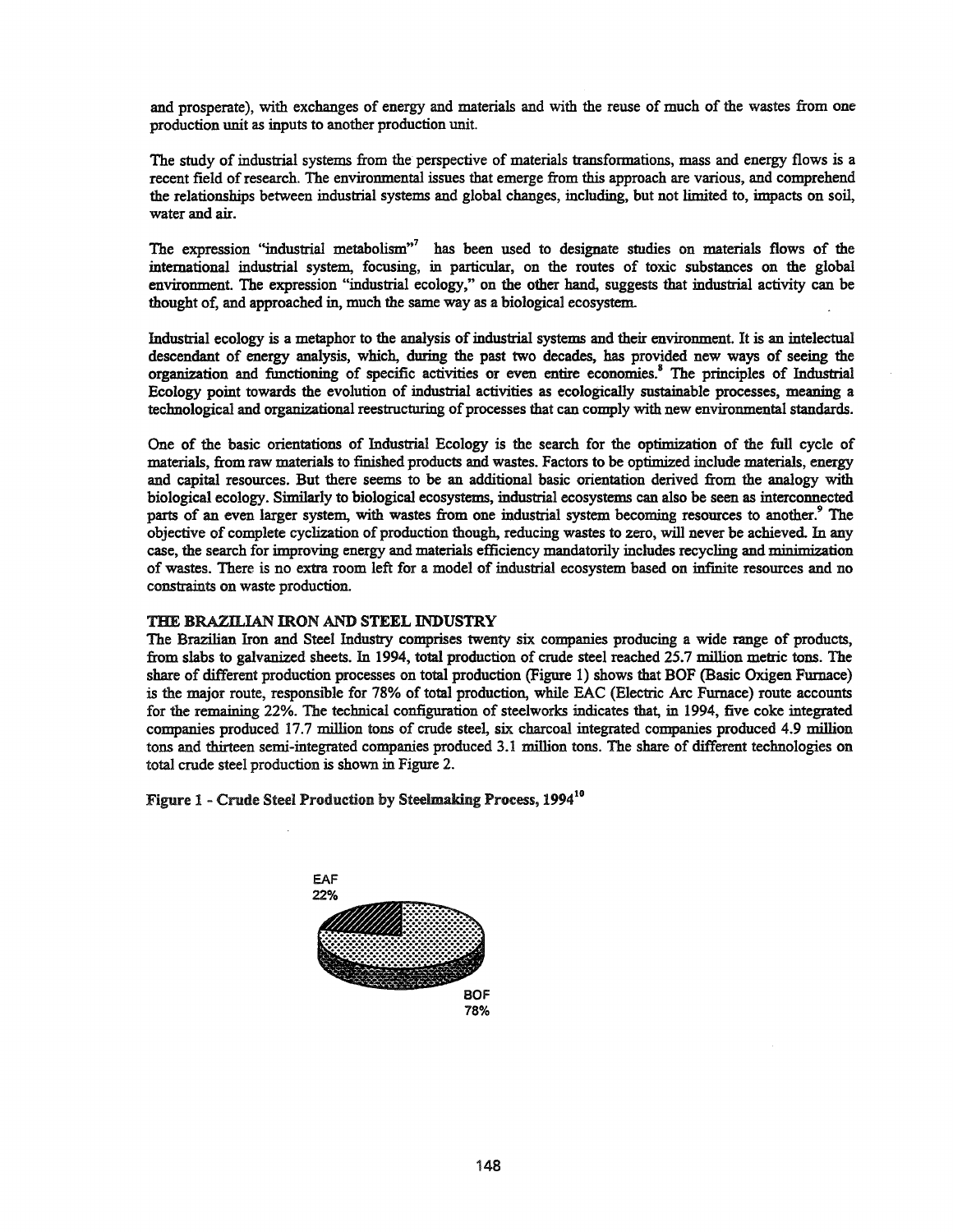and prosperate), with exchanges of energy and materials and with the reuse of much of the wastes from one production unit as inputs to another production unit.

The study of industrial systems from the perspective of materials transformations, mass and energy flows is a recent field of research. The environmental issues that emerge from this approach are various, and comprehend the relationships between industrial systems and global changes, including, but not limited to, impacts on soil, water and air.

The expression "industrial metabolism"[7] has been used to designate studies on materials flows of the international industrial system, focusing, in particular, on the routes of toxic substances on the global environment. The expression "industrial ecology," on the other hand, suggests that industrial activity can be thought of, and approached in, much the same way as a biological ecosystem.

Industrial ecology is a metaphor to the analysis of industrial systems and their environment. It is an intelectual descendant of energy analysis, which, during the past two decades, has provided new ways of seeing the organization and functioning of specific activities or even entire economies.[8] The principles of Industrial Ecology point towards the evolution of industrial activities as ecologically sustainable processes, meaning a technological and organizational reestructuring of processes that can comply with new environmental standards.

One of the basic orientations of Industrial Ecology is the search for the optimization of the full cycle of materials, from raw materials to finished products and wastes. Factors to be optimized include materials, energy and capital resources. But there seems to be an additional basic orientation derived from the analogy with biological ecology. Similarly to biological ecosystems, industrial ecosystems can also be seen as interconnected parts of an even larger system, with wastes from one industrial system becoming resources to another.[9] The objective of complete cyclization of production though, reducing wastes to zero, will never be achieved. In any case, the search for improving energy and materials efficiency mandatorily includes recycling and minimization of wastes. There is no extra room left for a model of industrial ecosystem based on infinite resources and no constraints on waste production.

## THE BRAZILIAN IRON AND STEEL INDUSTRY

The Brazilian Iron and Steel Industry comprises twenty six companies producing a wide range of products, from slabs to galvanized sheets. In 1994, total production of crude steel reached 25.7 million metric tons. The share of different production processes on total production (Figure 1) shows that BOF (Basic Oxigen Furnace) is the major route, responsible for 78% of total production, while EAC (Electric Arc Furnace) route accounts for the remaining 22%. The technical configuration of steelworks indicates that, in 1994, five coke integrated companies produced 17.7 million tons of crude steel, six charcoal integrated companies produced 4.9 million tons and thirteen semi-integrated companies produced 3.1 million tons. The share of different technologies on total crude steel production is shown in Figure 2.

**Figure 1 - Crude Steel Production by Steelmaking Process, 1994[10]**

EAF 22%

BOF 78%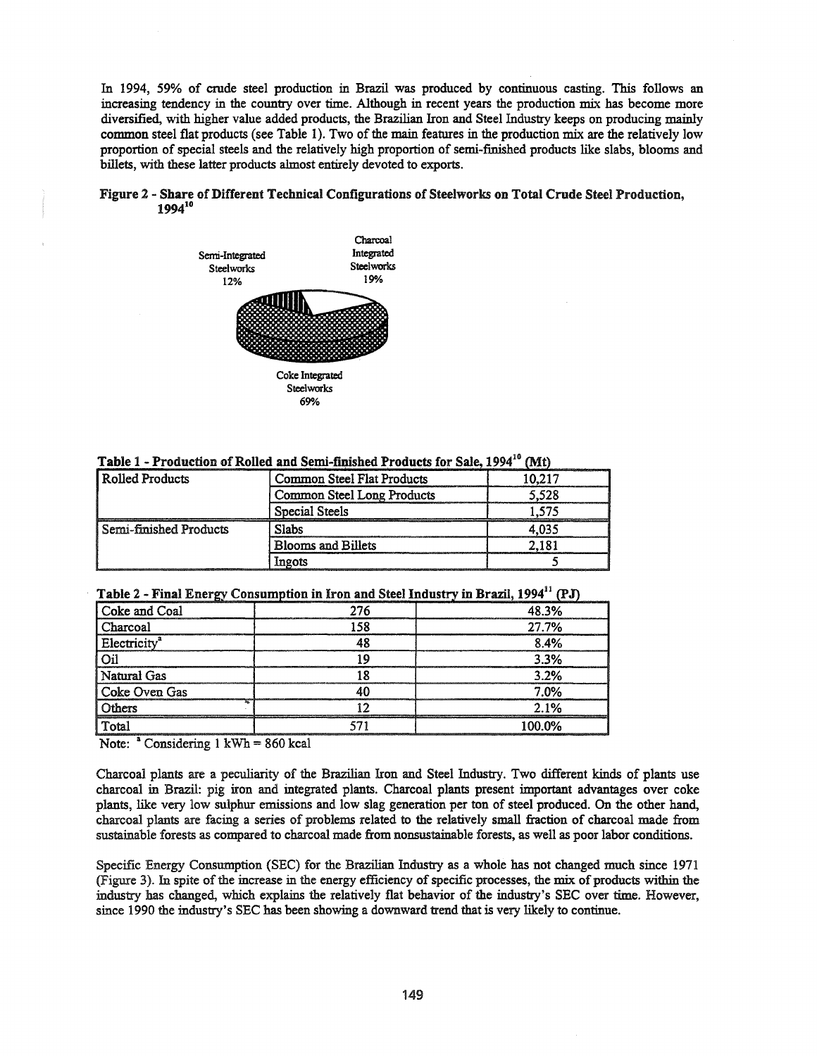In 1994, 59% of crude steel production in Brazil was produced by continuous casting. This follows an increasing tendency in the country over time. Although in recent years the production mix has become more diversified, with higher value added products, the Brazilian Iron and Steel Industry keeps on producing mainly common steel flat products (see Table 1). Two of the main features in the production mix are the relatively low proportion of special steels and the relatively high proportion of semi-finished products like slabs, blooms and billets, with these latter products almost entirely devoted to exports.

**Figure 2 - Share of Different Technical Configurations of Steelworks on Total Crude Steel Production, 1994[10]**

Semi-Integrated Steelworks 12%

Charcoal Integrated Steelworks 19%

Coke Integrated Steelworks 69%

**Table 1 - Production of Rolled and Semi-finished Products for Sale, 1994[10] (Mt)**

| | | |
|---|---|---|
| Rolled Products | Common Steel Flat Products | 10,217 |
| | Common Steel Long Products | 5,528 |
| | Special Steels | 1,575 |
| Semi-finished Products | Slabs | 4,035 |
| | Blooms and Billets | 2,181 |
| | Ingots | 5 |

**Table 2 - Final Energy Consumption in Iron and Steel Industry in Brazil, 1994[11] (PJ)**

| | | |
|---|---|---|
| Coke and Coal | 276 | 48.3% |
| Charcoal | 158 | 27.7% |
| Electricity[a] | 48 | 8.4% |
| Oil | 19 | 3.3% |
| Natural Gas | 18 | 3.2% |
| Coke Oven Gas | 40 | 7.0% |
| Others | 12 | 2.1% |
| Total | 571 | 100.0% |

Note: [a] Considering 1 kWh = 860 kcal

Charcoal plants are a peculiarity of the Brazilian Iron and Steel Industry. Two different kinds of plants use charcoal in Brazil: pig iron and integrated plants. Charcoal plants present important advantages over coke plants, like very low sulphur emissions and low slag generation per ton of steel produced. On the other hand, charcoal plants are facing a series of problems related to the relatively small fraction of charcoal made from sustainable forests as compared to charcoal made from nonsustainable forests, as well as poor labor conditions.

Specific Energy Consumption (SEC) for the Brazilian Industry as a whole has not changed much since 1971 (Figure 3). In spite of the increase in the energy efficiency of specific processes, the mix of products within the industry has changed, which explains the relatively flat behavior of the industry's SEC over time. However, since 1990 the industry's SEC has been showing a downward trend that is very likely to continue.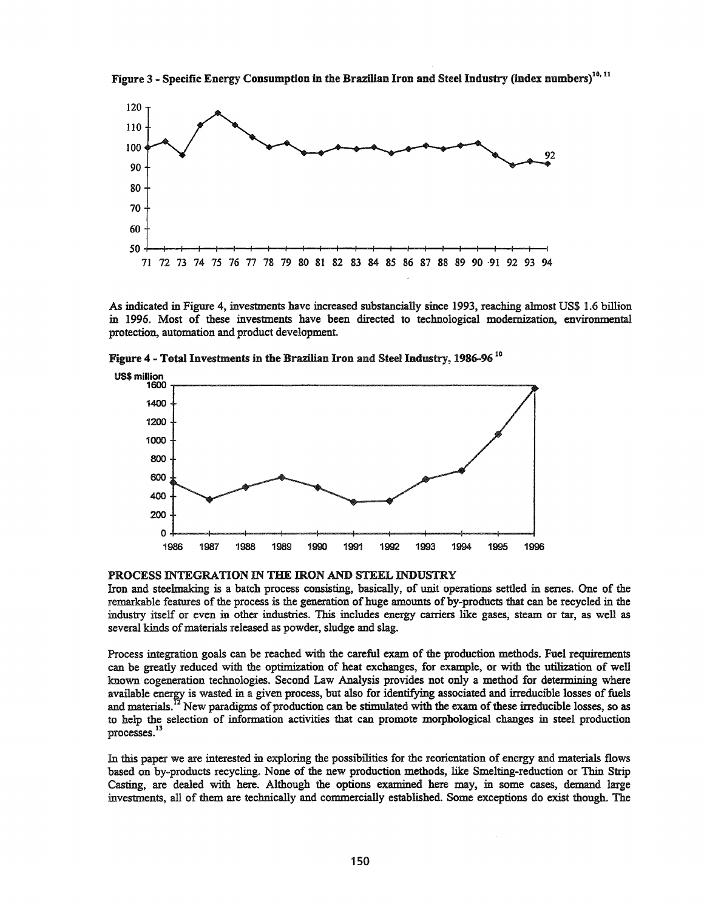**Figure 3 - Specific Energy Consumption in the Brazilian Iron and Steel Industry (index numbers)**[10, 11]

As indicated in Figure 4, investments have increased substancially since 1993, reaching almost US$ 1.6 billion in 1996. Most of these investments have been directed to technological modernization, environmental protection, automation and product development.

**Figure 4 - Total Investments in the Brazilian Iron and Steel Industry, 1986-96** [10]

## PROCESS INTEGRATION IN THE IRON AND STEEL INDUSTRY

Iron and steelmaking is a batch process consisting, basically, of unit operations settled in series. One of the remarkable features of the process is the generation of huge amounts of by-products that can be recycled in the industry itself or even in other industries. This includes energy carriers like gases, steam or tar, as well as several kinds of materials released as powder, sludge and slag.

Process integration goals can be reached with the careful exam of the production methods. Fuel requirements can be greatly reduced with the optimization of heat exchanges, for example, or with the utilization of well known cogeneration technologies. Second Law Analysis provides not only a method for determining where available energy is wasted in a given process, but also for identifying associated and irreducible losses of fuels and materials.[12] New paradigms of production can be stimulated with the exam of these irreducible losses, so as to help the selection of information activities that can promote morphological changes in steel production processes.[13]

In this paper we are interested in exploring the possibilities for the reorientation of energy and materials flows based on by-products recycling. None of the new production methods, like Smelting-reduction or Thin Strip Casting, are dealed with here. Although the options examined here may, in some cases, demand large investments, all of them are technically and commercially established. Some exceptions do exist though. The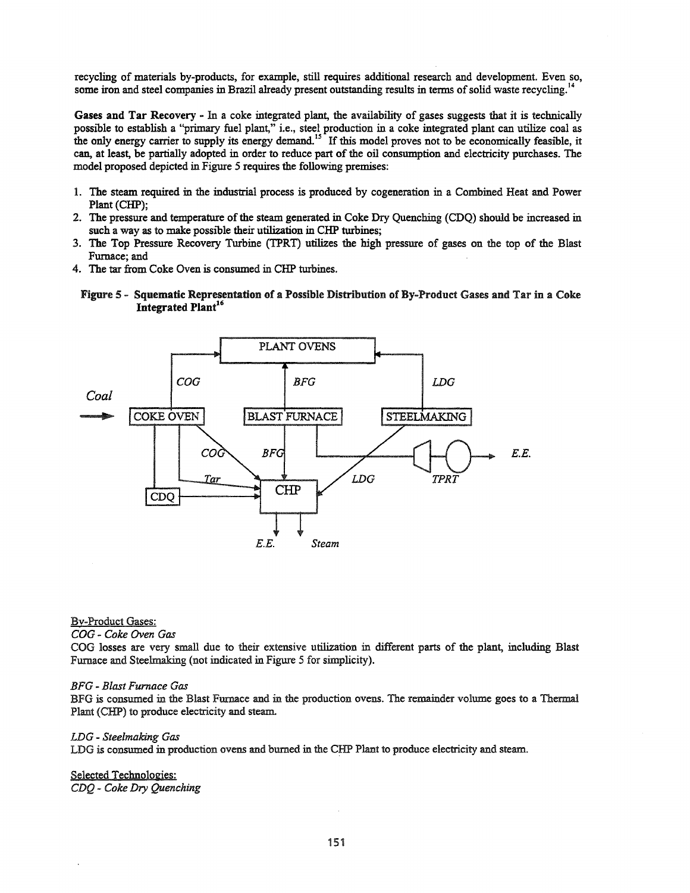recycling of materials by-products, for example, still requires additional research and development. Even so, some iron and steel companies in Brazil already present outstanding results in terms of solid waste recycling.[14]

**Gases and Tar Recovery** - In a coke integrated plant, the availability of gases suggests that it is technically possible to establish a "primary fuel plant," i.e., steel production in a coke integrated plant can utilize coal as the only energy carrier to supply its energy demand.[15] If this model proves not to be economically feasible, it can, at least, be partially adopted in order to reduce part of the oil consumption and electricity purchases. The model proposed depicted in Figure 5 requires the following premises:

1. The steam required in the industrial process is produced by cogeneration in a Combined Heat and Power Plant (CHP);
2. The pressure and temperature of the steam generated in Coke Dry Quenching (CDQ) should be increased in such a way as to make possible their utilization in CHP turbines;
3. The Top Pressure Recovery Turbine (TPRT) utilizes the high pressure of gases on the top of the Blast Furnace; and
4. The tar from Coke Oven is consumed in CHP turbines.

**Figure 5 - Squematic Representation of a Possible Distribution of By-Product Gases and Tar in a Coke Integrated Plant[16]**

PLANT OVENS

*Coal* → COKE OVEN — *COG* → PLANT OVENS; BLAST FURNACE — *BFG* → PLANT OVENS; STEELMAKING — *LDG* → PLANT OVENS

COKE OVEN — *COG*, *Tar* → CHP; BLAST FURNACE — *BFG* → CHP; STEELMAKING — *LDG* → CHP; CDQ → CHP

BLAST FURNACE → *TPRT* → *E.E.*

CHP → *E.E.*, *Steam*

<u>By-Product Gases:</u>

*COG - Coke Oven Gas*

COG losses are very small due to their extensive utilization in different parts of the plant, including Blast Furnace and Steelmaking (not indicated in Figure 5 for simplicity).

*BFG - Blast Furnace Gas*

BFG is consumed in the Blast Furnace and in the production ovens. The remainder volume goes to a Thermal Plant (CHP) to produce electricity and steam.

*LDG - Steelmaking Gas*

LDG is consumed in production ovens and burned in the CHP Plant to produce electricity and steam.

<u>Selected Technologies:</u>

*CDQ - Coke Dry Quenching*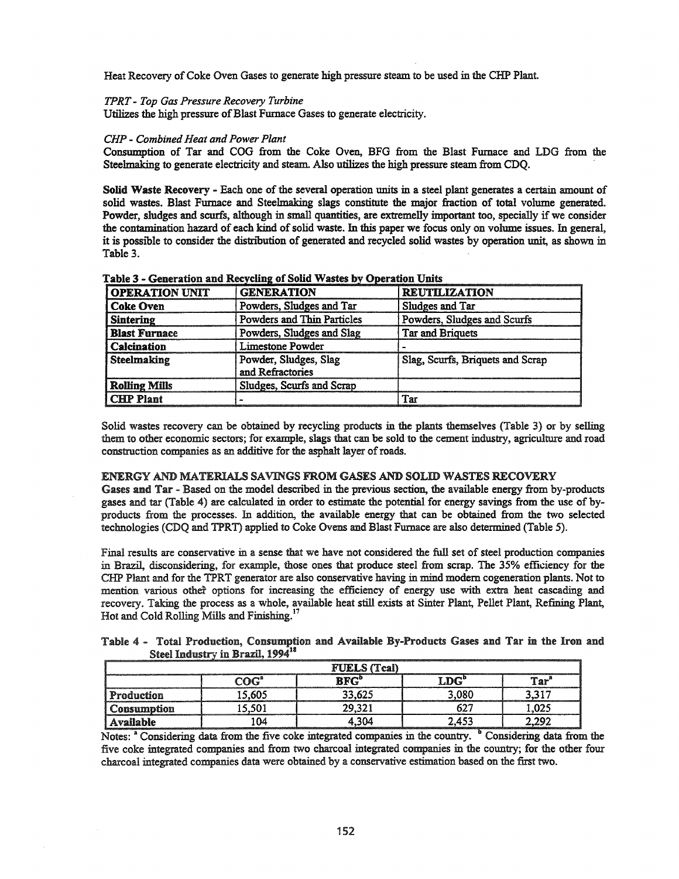Heat Recovery of Coke Oven Gases to generate high pressure steam to be used in the CHP Plant.

*TPRT - Top Gas Pressure Recovery Turbine*
Utilizes the high pressure of Blast Furnace Gases to generate electricity.

*CHP - Combined Heat and Power Plant*
Consumption of Tar and COG from the Coke Oven, BFG from the Blast Furnace and LDG from the Steelmaking to generate electricity and steam. Also utilizes the high pressure steam from CDQ.

**Solid Waste Recovery** - Each one of the several operation units in a steel plant generates a certain amount of solid wastes. Blast Furnace and Steelmaking slags constitute the major fraction of total volume generated. Powder, sludges and scurfs, although in small quantities, are extremelly important too, specially if we consider the contamination hazard of each kind of solid waste. In this paper we focus only on volume issues. In general, it is possible to consider the distribution of generated and recycled solid wastes by operation unit, as shown in Table 3.

**Table 3 - Generation and Recycling of Solid Wastes by Operation Units**

| OPERATION UNIT | GENERATION | REUTILIZATION |
|---|---|---|
| **Coke Oven** | Powders, Sludges and Tar | Sludges and Tar |
| **Sintering** | Powders and Thin Particles | Powders, Sludges and Scurfs |
| **Blast Furnace** | Powders, Sludges and Slag | Tar and Briquets |
| **Calcination** | Limestone Powder | - |
| **Steelmaking** | Powder, Sludges, Slag and Refractories | Slag, Scurfs, Briquets and Scrap |
| **Rolling Mills** | Sludges, Scurfs and Scrap | |
| **CHP Plant** | - | Tar |

Solid wastes recovery can be obtained by recycling products in the plants themselves (Table 3) or by selling them to other economic sectors; for example, slags that can be sold to the cement industry, agriculture and road construction companies as an additive for the asphalt layer of roads.

## ENERGY AND MATERIALS SAVINGS FROM GASES AND SOLID WASTES RECOVERY

**Gases and Tar** - Based on the model described in the previous section, the available energy from by-products gases and tar (Table 4) are calculated in order to estimate the potential for energy savings from the use of by-products from the processes. In addition, the available energy that can be obtained from the two selected technologies (CDQ and TPRT) applied to Coke Ovens and Blast Furnace are also determined (Table 5).

Final results are conservative in a sense that we have not considered the full set of steel production companies in Brazil, disconsidering, for example, those ones that produce steel from scrap. The 35% efficiency for the CHP Plant and for the TPRT generator are also conservative having in mind modern cogeneration plants. Not to mention various other options for increasing the efficiency of energy use with extra heat cascading and recovery. Taking the process as a whole, available heat still exists at Sinter Plant, Pellet Plant, Refining Plant, Hot and Cold Rolling Mills and Finishing.[17]

**Table 4 - Total Production, Consumption and Available By-Products Gases and Tar in the Iron and Steel Industry in Brazil, 1994[18]**

| | FUELS (Tcal) | | | |
|---|---|---|---|---|
| | COG[a] | BFG[b] | LDG[b] | Tar[a] |
| **Production** | 15,605 | 33,625 | 3,080 | 3,317 |
| **Consumption** | 15,501 | 29,321 | 627 | 1,025 |
| **Available** | 104 | 4,304 | 2,453 | 2,292 |

Notes: [a] Considering data from the five coke integrated companies in the country. [b] Considering data from the five coke integrated companies and from two charcoal integrated companies in the country; for the other four charcoal integrated companies data were obtained by a conservative estimation based on the first two.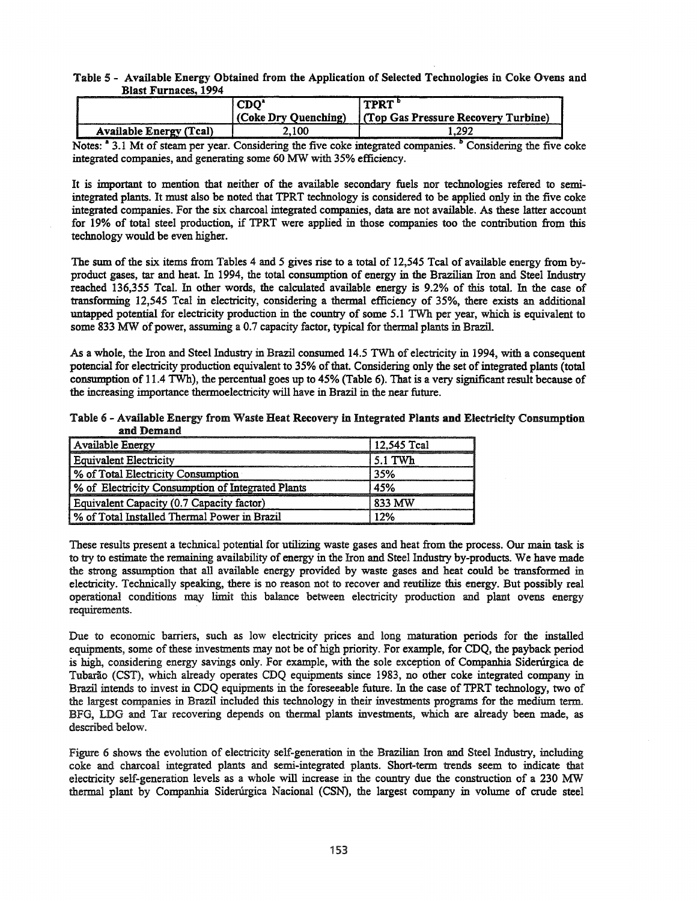**Table 5 - Available Energy Obtained from the Application of Selected Technologies in Coke Ovens and Blast Furnaces, 1994**

| | CDQ[a] (Coke Dry Quenching) | TPRT[b] (Top Gas Pressure Recovery Turbine) |
|---|---|---|
| **Available Energy (Tcal)** | 2,100 | 1,292 |

Notes: [a] 3.1 Mt of steam per year. Considering the five coke integrated companies. [b] Considering the five coke integrated companies, and generating some 60 MW with 35% efficiency.

It is important to mention that neither of the available secondary fuels nor technologies refered to semi-integrated plants. It must also be noted that TPRT technology is considered to be applied only in the five coke integrated companies. For the six charcoal integrated companies, data are not available. As these latter account for 19% of total steel production, if TPRT were applied in those companies too the contribution from this technology would be even higher.

The sum of the six items from Tables 4 and 5 gives rise to a total of 12,545 Tcal of available energy from by-product gases, tar and heat. In 1994, the total consumption of energy in the Brazilian Iron and Steel Industry reached 136,355 Tcal. In other words, the calculated available energy is 9.2% of this total. In the case of transforming 12,545 Tcal in electricity, considering a thermal efficiency of 35%, there exists an additional untapped potential for electricity production in the country of some 5.1 TWh per year, which is equivalent to some 833 MW of power, assuming a 0.7 capacity factor, typical for thermal plants in Brazil.

As a whole, the Iron and Steel Industry in Brazil consumed 14.5 TWh of electricity in 1994, with a consequent potencial for electricity production equivalent to 35% of that. Considering only the set of integrated plants (total consumption of 11.4 TWh), the percentual goes up to 45% (Table 6). That is a very significant result because of the increasing importance thermoelectricity will have in Brazil in the near future.

**Table 6 - Available Energy from Waste Heat Recovery in Integrated Plants and Electricity Consumption and Demand**

| Available Energy | 12,545 Tcal |
|---|---|
| Equivalent Electricity | 5.1 TWh |
| % of Total Electricity Consumption | 35% |
| % of Electricity Consumption of Integrated Plants | 45% |
| Equivalent Capacity (0.7 Capacity factor) | 833 MW |
| % of Total Installed Thermal Power in Brazil | 12% |

These results present a technical potential for utilizing waste gases and heat from the process. Our main task is to try to estimate the remaining availability of energy in the Iron and Steel Industry by-products. We have made the strong assumption that all available energy provided by waste gases and heat could be transformed in electricity. Technically speaking, there is no reason not to recover and reutilize this energy. But possibly real operational conditions may limit this balance between electricity production and plant ovens energy requirements.

Due to economic barriers, such as low electricity prices and long maturation periods for the installed equipments, some of these investments may not be of high priority. For example, for CDQ, the payback period is high, considering energy savings only. For example, with the sole exception of Companhia Siderúrgica de Tubarão (CST), which already operates CDQ equipments since 1983, no other coke integrated company in Brazil intends to invest in CDQ equipments in the foreseeable future. In the case of TPRT technology, two of the largest companies in Brazil included this technology in their investments programs for the medium term. BFG, LDG and Tar recovering depends on thermal plants investments, which are already been made, as described below.

Figure 6 shows the evolution of electricity self-generation in the Brazilian Iron and Steel Industry, including coke and charcoal integrated plants and semi-integrated plants. Short-term trends seem to indicate that electricity self-generation levels as a whole will increase in the country due the construction of a 230 MW thermal plant by Companhia Siderúrgica Nacional (CSN), the largest company in volume of crude steel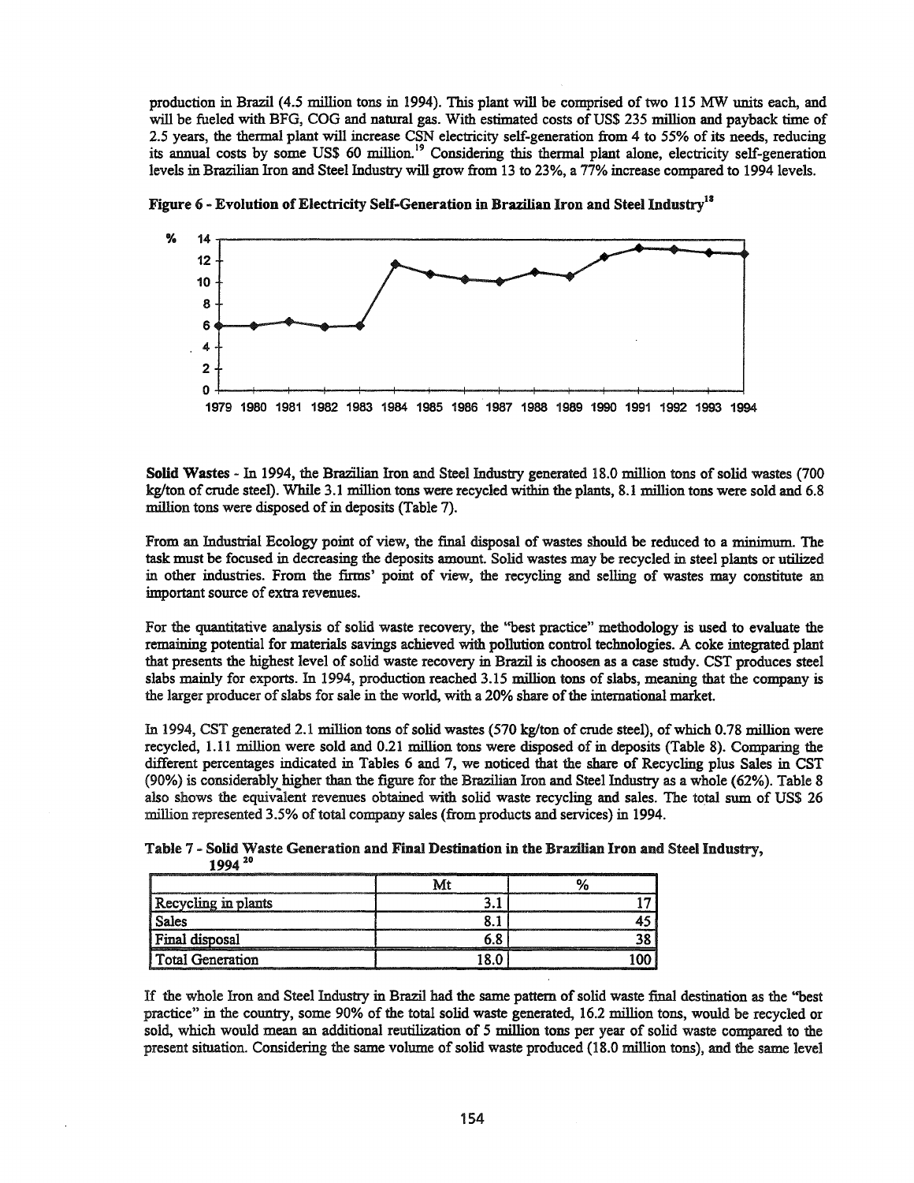production in Brazil (4.5 million tons in 1994). This plant will be comprised of two 115 MW units each, and will be fueled with BFG, COG and natural gas. With estimated costs of US$ 235 million and payback time of 2.5 years, the thermal plant will increase CSN electricity self-generation from 4 to 55% of its needs, reducing its annual costs by some US$ 60 million.[19] Considering this thermal plant alone, electricity self-generation levels in Brazilian Iron and Steel Industry will grow from 13 to 23%, a 77% increase compared to 1994 levels.

**Figure 6 - Evolution of Electricity Self-Generation in Brazilian Iron and Steel Industry[18]**

**Solid Wastes** - In 1994, the Brazilian Iron and Steel Industry generated 18.0 million tons of solid wastes (700 kg/ton of crude steel). While 3.1 million tons were recycled within the plants, 8.1 million tons were sold and 6.8 million tons were disposed of in deposits (Table 7).

From an Industrial Ecology point of view, the final disposal of wastes should be reduced to a minimum. The task must be focused in decreasing the deposits amount. Solid wastes may be recycled in steel plants or utilized in other industries. From the firms' point of view, the recycling and selling of wastes may constitute an important source of extra revenues.

For the quantitative analysis of solid waste recovery, the "best practice" methodology is used to evaluate the remaining potential for materials savings achieved with pollution control technologies. A coke integrated plant that presents the highest level of solid waste recovery in Brazil is choosen as a case study. CST produces steel slabs mainly for exports. In 1994, production reached 3.15 million tons of slabs, meaning that the company is the larger producer of slabs for sale in the world, with a 20% share of the international market.

In 1994, CST generated 2.1 million tons of solid wastes (570 kg/ton of crude steel), of which 0.78 million were recycled, 1.11 million were sold and 0.21 million tons were disposed of in deposits (Table 8). Comparing the different percentages indicated in Tables 6 and 7, we noticed that the share of Recycling plus Sales in CST (90%) is considerably higher than the figure for the Brazilian Iron and Steel Industry as a whole (62%). Table 8 also shows the equivalent revenues obtained with solid waste recycling and sales. The total sum of US$ 26 million represented 3.5% of total company sales (from products and services) in 1994.

**Table 7 - Solid Waste Generation and Final Destination in the Brazilian Iron and Steel Industry, 1994[20]**

| | Mt | % |
|---|---|---|
| Recycling in plants | 3.1 | 17 |
| Sales | 8.1 | 45 |
| Final disposal | 6.8 | 38 |
| Total Generation | 18.0 | 100 |

If the whole Iron and Steel Industry in Brazil had the same pattern of solid waste final destination as the "best practice" in the country, some 90% of the total solid waste generated, 16.2 million tons, would be recycled or sold, which would mean an additional reutilization of 5 million tons per year of solid waste compared to the present situation. Considering the same volume of solid waste produced (18.0 million tons), and the same level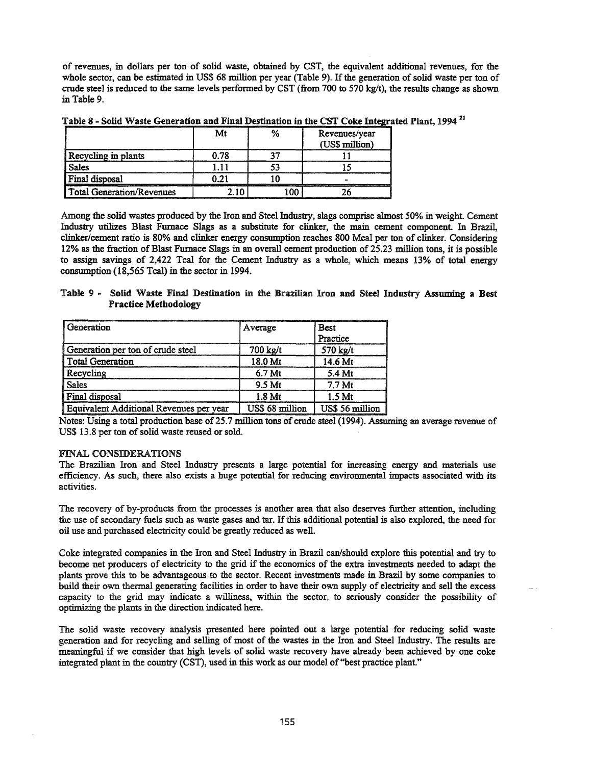of revenues, in dollars per ton of solid waste, obtained by CST, the equivalent additional revenues, for the whole sector, can be estimated in US$ 68 million per year (Table 9). If the generation of solid waste per ton of crude steel is reduced to the same levels performed by CST (from 700 to 570 kg/t), the results change as shown in Table 9.

**Table 8 - Solid Waste Generation and Final Destination in the CST Coke Integrated Plant, 1994** [21]

| | Mt | % | Revenues/year (US$ million) |
|---|---|---|---|
| Recycling in plants | 0.78 | 37 | 11 |
| Sales | 1.11 | 53 | 15 |
| Final disposal | 0.21 | 10 | - |
| Total Generation/Revenues | 2.10 | 100 | 26 |

Among the solid wastes produced by the Iron and Steel Industry, slags comprise almost 50% in weight. Cement Industry utilizes Blast Furnace Slags as a substitute for clinker, the main cement component. In Brazil, clinker/cement ratio is 80% and clinker energy consumption reaches 800 Mcal per ton of clinker. Considering 12% as the fraction of Blast Furnace Slags in an overall cement production of 25.23 million tons, it is possible to assign savings of 2,422 Tcal for the Cement Industry as a whole, which means 13% of total energy consumption (18,565 Tcal) in the sector in 1994.

**Table 9 - Solid Waste Final Destination in the Brazilian Iron and Steel Industry Assuming a Best Practice Methodology**

| Generation | Average | Best Practice |
|---|---|---|
| Generation per ton of crude steel | 700 kg/t | 570 kg/t |
| Total Generation | 18.0 Mt | 14.6 Mt |
| Recycling | 6.7 Mt | 5.4 Mt |
| Sales | 9.5 Mt | 7.7 Mt |
| Final disposal | 1.8 Mt | 1.5 Mt |
| Equivalent Additional Revenues per year | US$ 68 million | US$ 56 million |

Notes: Using a total production base of 25.7 million tons of crude steel (1994). Assuming an average revenue of US$ 13.8 per ton of solid waste reused or sold.

## FINAL CONSIDERATIONS

The Brazilian Iron and Steel Industry presents a large potential for increasing energy and materials use efficiency. As such, there also exists a huge potential for reducing environmental impacts associated with its activities.

The recovery of by-products from the processes is another area that also deserves further attention, including the use of secondary fuels such as waste gases and tar. If this additional potential is also explored, the need for oil use and purchased electricity could be greatly reduced as well.

Coke integrated companies in the Iron and Steel Industry in Brazil can/should explore this potential and try to become net producers of electricity to the grid if the economics of the extra investments needed to adapt the plants prove this to be advantageous to the sector. Recent investments made in Brazil by some companies to build their own thermal generating facilities in order to have their own supply of electricity and sell the excess capacity to the grid may indicate a williness, within the sector, to seriously consider the possibility of optimizing the plants in the direction indicated here.

The solid waste recovery analysis presented here pointed out a large potential for reducing solid waste generation and for recycling and selling of most of the wastes in the Iron and Steel Industry. The results are meaningful if we consider that high levels of solid waste recovery have already been achieved by one coke integrated plant in the country (CST), used in this work as our model of "best practice plant."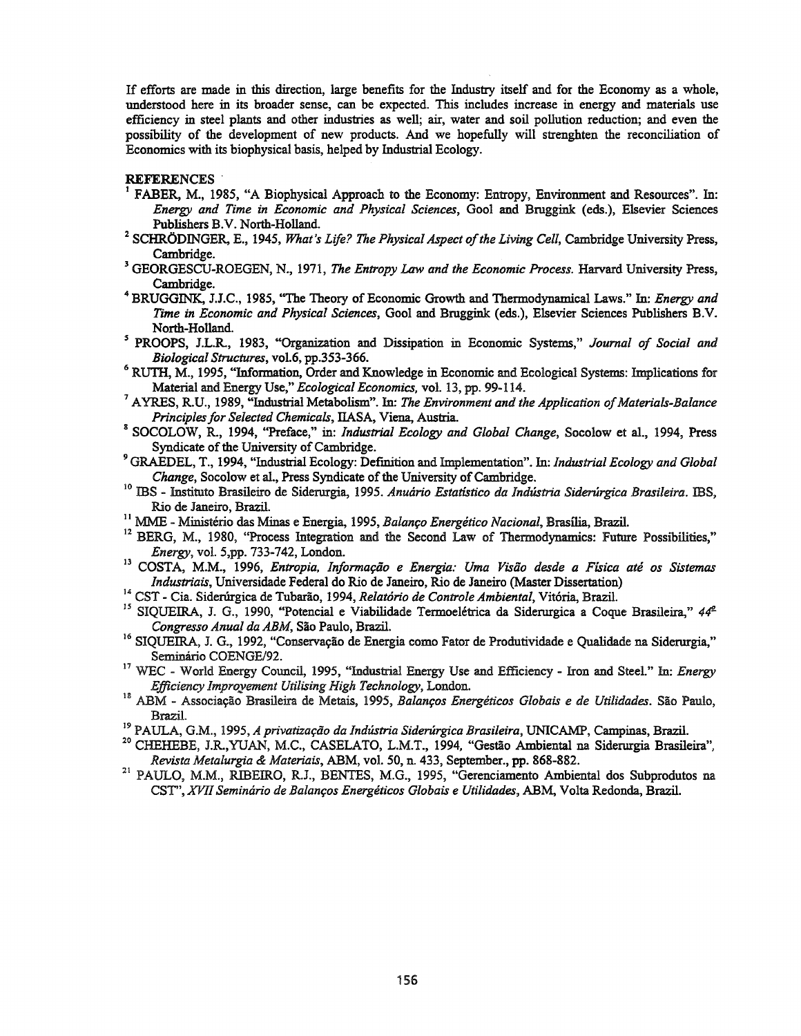If efforts are made in this direction, large benefits for the Industry itself and for the Economy as a whole, understood here in its broader sense, can be expected. This includes increase in energy and materials use efficiency in steel plants and other industries as well; air, water and soil pollution reduction; and even the possibility of the development of new products. And we hopefully will strenghten the reconciliation of Economics with its biophysical basis, helped by Industrial Ecology.

## REFERENCES

[1] FABER, M., 1985, "A Biophysical Approach to the Economy: Entropy, Environment and Resources". In: *Energy and Time in Economic and Physical Sciences*, Gool and Bruggink (eds.), Elsevier Sciences Publishers B.V. North-Holland.

[2] SCHRÖDINGER, E., 1945, *What's Life? The Physical Aspect of the Living Cell*, Cambridge University Press, Cambridge.

[3] GEORGESCU-ROEGEN, N., 1971, *The Entropy Law and the Economic Process*. Harvard University Press, Cambridge.

[4] BRUGGINK, J.J.C., 1985, "The Theory of Economic Growth and Thermodynamical Laws." In: *Energy and Time in Economic and Physical Sciences*, Gool and Bruggink (eds.), Elsevier Sciences Publishers B.V. North-Holland.

[5] PROOPS, J.L.R., 1983, "Organization and Dissipation in Economic Systems," *Journal of Social and Biological Structures*, vol.6, pp.353-366.

[6] RUTH, M., 1995, "Information, Order and Knowledge in Economic and Ecological Systems: Implications for Material and Energy Use," *Ecological Economics*, vol. 13, pp. 99-114.

[7] AYRES, R.U., 1989, "Industrial Metabolism". In: *The Environment and the Application of Materials-Balance Principles for Selected Chemicals*, IIASA, Viena, Austria.

[8] SOCOLOW, R., 1994, "Preface," in: *Industrial Ecology and Global Change*, Socolow et al., 1994, Press Syndicate of the University of Cambridge.

[9] GRAEDEL, T., 1994, "Industrial Ecology: Definition and Implementation". In: *Industrial Ecology and Global Change*, Socolow et al., Press Syndicate of the University of Cambridge.

[10] IBS - Instituto Brasileiro de Siderurgia, 1995. *Anuário Estatístico da Indústria Siderúrgica Brasileira*. IBS, Rio de Janeiro, Brazil.

[11] MME - Ministério das Minas e Energia, 1995, *Balanço Energético Nacional*, Brasília, Brazil.

[12] BERG, M., 1980, "Process Integration and the Second Law of Thermodynamics: Future Possibilities," *Energy*, vol. 5,pp. 733-742, London.

[13] COSTA, M.M., 1996, *Entropia, Informação e Energia: Uma Visão desde a Física até os Sistemas Industriais*, Universidade Federal do Rio de Janeiro, Rio de Janeiro (Master Dissertation)

[14] CST - Cia. Siderúrgica de Tubarão, 1994, *Relatório de Controle Ambiental*, Vitória, Brazil.

[15] SIQUEIRA, J. G., 1990, "Potencial e Viabilidade Termoelétrica da Siderurgica a Coque Brasileira," *44º Congresso Anual da ABM*, São Paulo, Brazil.

[16] SIQUEIRA, J. G., 1992, "Conservação de Energia como Fator de Produtividade e Qualidade na Siderurgia," Seminário COENGE/92.

[17] WEC - World Energy Council, 1995, "Industrial Energy Use and Efficiency - Iron and Steel." In: *Energy Efficiency Improvement Utilising High Technology*, London.

[18] ABM - Associação Brasileira de Metais, 1995, *Balanços Energéticos Globais e de Utilidades*. São Paulo, Brazil.

[19] PAULA, G.M., 1995, *A privatização da Indústria Siderúrgica Brasileira*, UNICAMP, Campinas, Brazil.

[20] CHEHEBE, J.R.,YUAN, M.C., CASELATO, L.M.T., 1994, "Gestão Ambiental na Siderurgia Brasileira", *Revista Metalurgia & Materiais*, ABM, vol. 50, n. 433, September., pp. 868-882.

[21] PAULO, M.M., RIBEIRO, R.J., BENTES, M.G., 1995, "Gerenciamento Ambiental dos Subprodutos na CST", *XVII Seminário de Balanços Energéticos Globais e Utilidades*, ABM, Volta Redonda, Brazil.